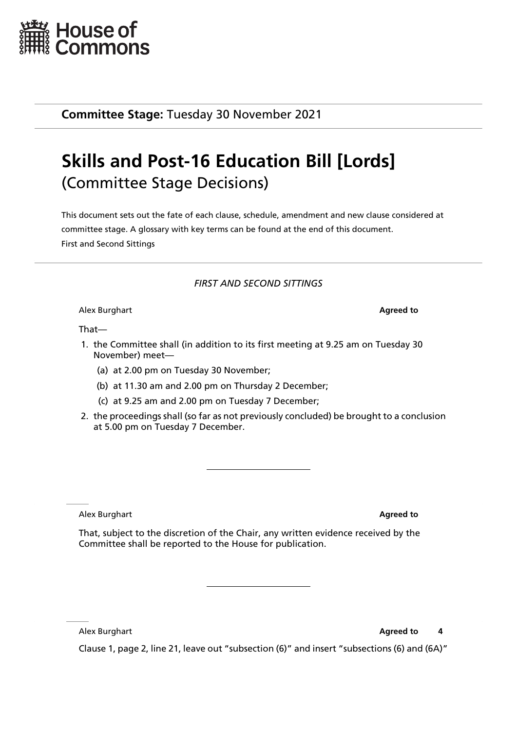House of Commons

**Committee Stage:** Tuesday 30 November 2021

# Skills and Post-16 Education Bill [Lords]

(Committee Stage Decisions)

This document sets out the fate of each clause, schedule, amendment and new clause considered at committee stage. A glossary with key terms can be found at the end of this document.

First and Second Sittings

*FIRST AND SECOND SITTINGS*

Alex Burghart **Agreed to**

That—

1. the Committee shall (in addition to its first meeting at 9.25 am on Tuesday 30 November) meet—
   - (a) at 2.00 pm on Tuesday 30 November;
   - (b) at 11.30 am and 2.00 pm on Thursday 2 December;
   - (c) at 9.25 am and 2.00 pm on Tuesday 7 December;
2. the proceedings shall (so far as not previously concluded) be brought to a conclusion at 5.00 pm on Tuesday 7 December.

---

Alex Burghart **Agreed to**

That, subject to the discretion of the Chair, any written evidence received by the Committee shall be reported to the House for publication.

---

Alex Burghart **Agreed to** **4**

Clause 1, page 2, line 21, leave out "subsection (6)" and insert "subsections (6) and (6A)"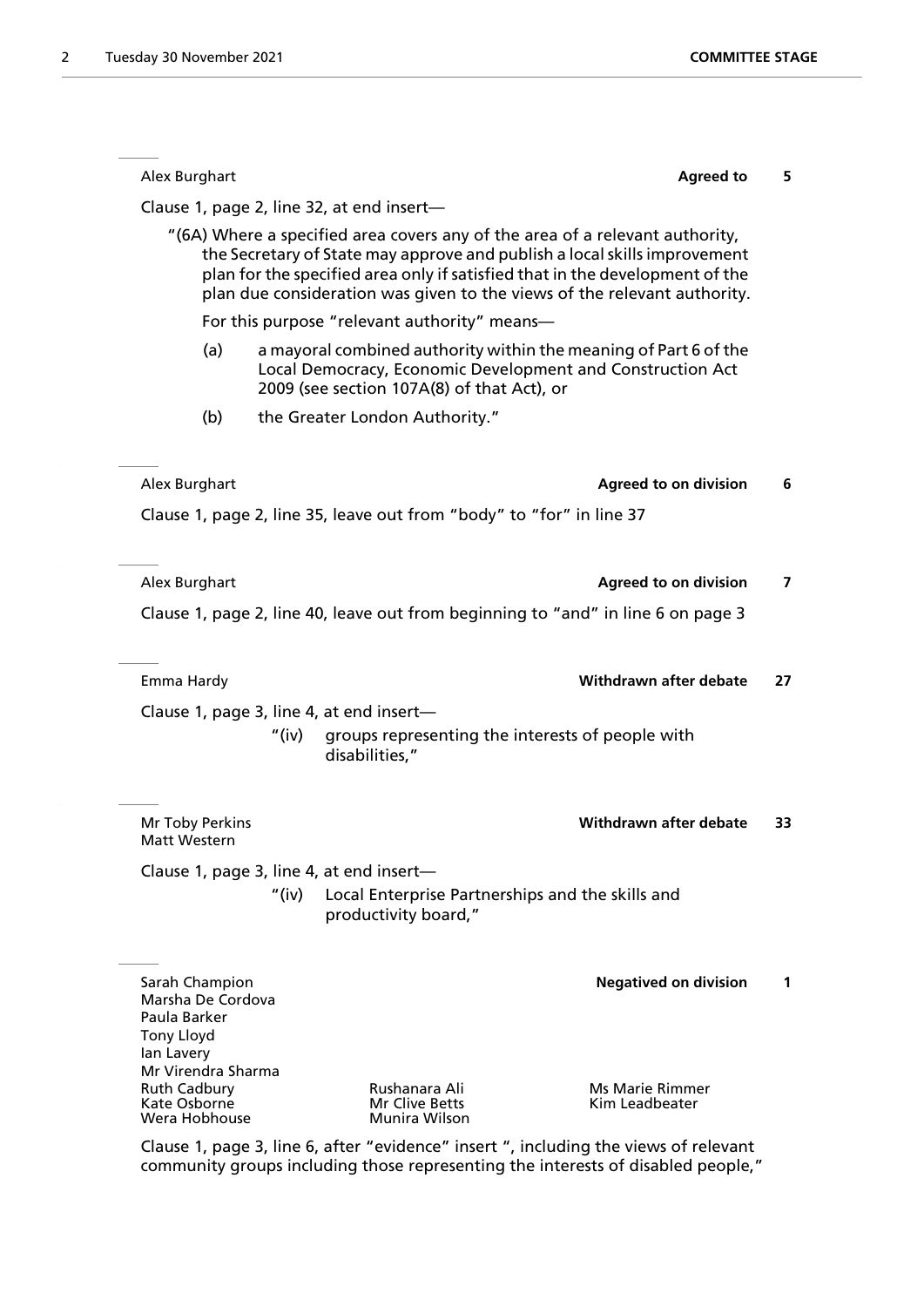Alex Burghart **Agreed to** **5**

Clause 1, page 2, line 32, at end insert—

"(6A) Where a specified area covers any of the area of a relevant authority, the Secretary of State may approve and publish a local skills improvement plan for the specified area only if satisfied that in the development of the plan due consideration was given to the views of the relevant authority.

For this purpose "relevant authority" means—

(a) a mayoral combined authority within the meaning of Part 6 of the Local Democracy, Economic Development and Construction Act 2009 (see section 107A(8) of that Act), or

(b) the Greater London Authority."

---

Alex Burghart **Agreed to on division** **6**

Clause 1, page 2, line 35, leave out from "body" to "for" in line 37

---

Alex Burghart **Agreed to on division** **7**

Clause 1, page 2, line 40, leave out from beginning to "and" in line 6 on page 3

---

Emma Hardy **Withdrawn after debate** **27**

Clause 1, page 3, line 4, at end insert—

"(iv) groups representing the interests of people with disabilities,"

---

Mr Toby Perkins
Matt Western **Withdrawn after debate** **33**

Clause 1, page 3, line 4, at end insert—

"(iv) Local Enterprise Partnerships and the skills and productivity board,"

---

Sarah Champion
Marsha De Cordova
Paula Barker
Tony Lloyd
Ian Lavery
Mr Virendra Sharma
Ruth Cadbury, Rushanara Ali, Ms Marie Rimmer
Kate Osborne, Mr Clive Betts, Kim Leadbeater
Wera Hobhouse, Munira Wilson **Negatived on division** **1**

Clause 1, page 3, line 6, after "evidence" insert ", including the views of relevant community groups including those representing the interests of disabled people,"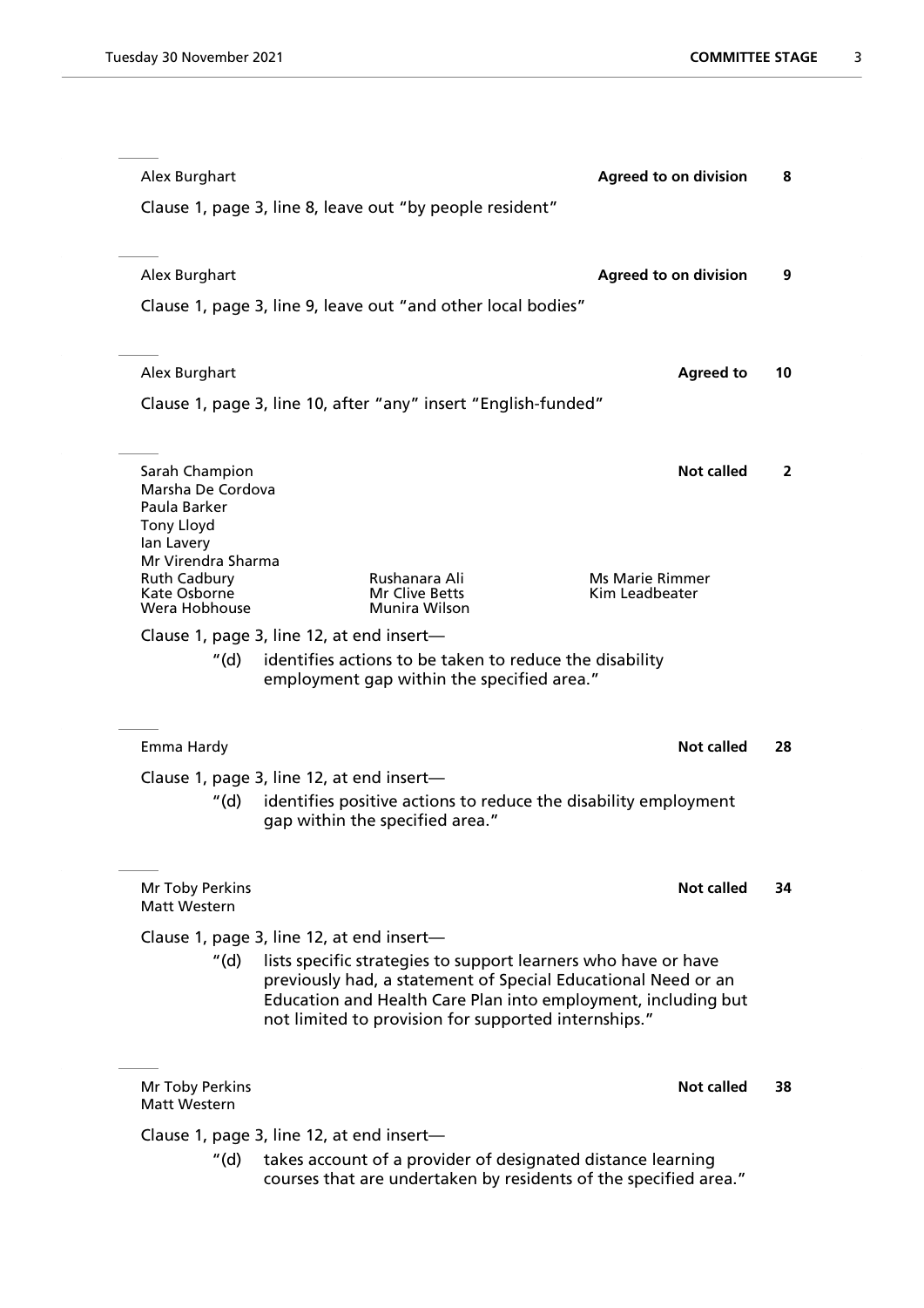Alex Burghart **Agreed to on division** **8**

Clause 1, page 3, line 8, leave out "by people resident"

---

Alex Burghart **Agreed to on division** **9**

Clause 1, page 3, line 9, leave out "and other local bodies"

---

Alex Burghart **Agreed to** **10**

Clause 1, page 3, line 10, after "any" insert "English-funded"

---

Sarah Champion
Marsha De Cordova
Paula Barker
Tony Lloyd
Ian Lavery
Mr Virendra Sharma
Ruth Cadbury
Kate Osborne
Wera Hobhouse
Rushanara Ali
Mr Clive Betts
Munira Wilson
Ms Marie Rimmer
Kim Leadbeater

**Not called** **2**

Clause 1, page 3, line 12, at end insert—

"(d) identifies actions to be taken to reduce the disability employment gap within the specified area."

---

Emma Hardy **Not called** **28**

Clause 1, page 3, line 12, at end insert—

"(d) identifies positive actions to reduce the disability employment gap within the specified area."

---

Mr Toby Perkins
Matt Western

**Not called** **34**

Clause 1, page 3, line 12, at end insert—

"(d) lists specific strategies to support learners who have or have previously had, a statement of Special Educational Need or an Education and Health Care Plan into employment, including but not limited to provision for supported internships."

---

Mr Toby Perkins
Matt Western

**Not called** **38**

Clause 1, page 3, line 12, at end insert—

"(d) takes account of a provider of designated distance learning courses that are undertaken by residents of the specified area."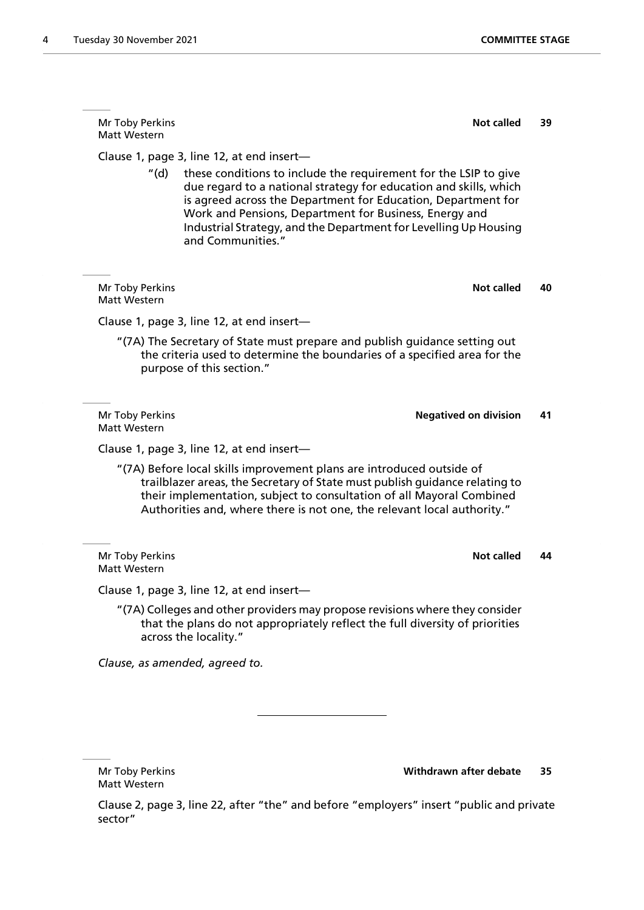Mr Toby Perkins
Matt Western

**Not called** **39**

Clause 1, page 3, line 12, at end insert—

"(d) these conditions to include the requirement for the LSIP to give due regard to a national strategy for education and skills, which is agreed across the Department for Education, Department for Work and Pensions, Department for Business, Energy and Industrial Strategy, and the Department for Levelling Up Housing and Communities."

Mr Toby Perkins
Matt Western

**Not called** **40**

Clause 1, page 3, line 12, at end insert—

"(7A) The Secretary of State must prepare and publish guidance setting out the criteria used to determine the boundaries of a specified area for the purpose of this section."

Mr Toby Perkins
Matt Western

**Negatived on division** **41**

Clause 1, page 3, line 12, at end insert—

"(7A) Before local skills improvement plans are introduced outside of trailblazer areas, the Secretary of State must publish guidance relating to their implementation, subject to consultation of all Mayoral Combined Authorities and, where there is not one, the relevant local authority."

Mr Toby Perkins
Matt Western

**Not called** **44**

Clause 1, page 3, line 12, at end insert—

"(7A) Colleges and other providers may propose revisions where they consider that the plans do not appropriately reflect the full diversity of priorities across the locality."

*Clause, as amended, agreed to.*

---

Mr Toby Perkins
Matt Western

**Withdrawn after debate** **35**

Clause 2, page 3, line 22, after "the" and before "employers" insert "public and private sector"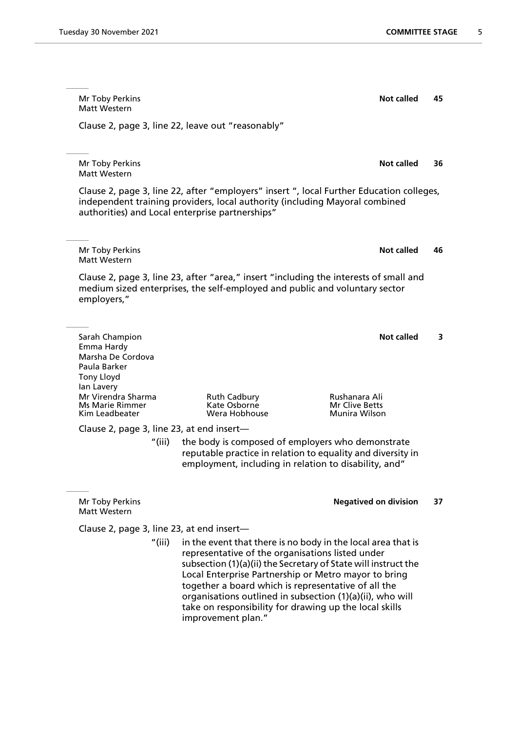Mr Toby Perkins
Matt Western

**Not called** **45**

Clause 2, page 3, line 22, leave out "reasonably"

---

Mr Toby Perkins
Matt Western

**Not called** **36**

Clause 2, page 3, line 22, after "employers" insert ", local Further Education colleges, independent training providers, local authority (including Mayoral combined authorities) and Local enterprise partnerships"

---

Mr Toby Perkins
Matt Western

**Not called** **46**

Clause 2, page 3, line 23, after "area," insert "including the interests of small and medium sized enterprises, the self-employed and public and voluntary sector employers,"

---

Sarah Champion
Emma Hardy
Marsha De Cordova
Paula Barker
Tony Lloyd
Ian Lavery
Mr Virendra Sharma
Ms Marie Rimmer
Kim Leadbeater
Ruth Cadbury
Kate Osborne
Wera Hobhouse
Rushanara Ali
Mr Clive Betts
Munira Wilson

**Not called** **3**

Clause 2, page 3, line 23, at end insert—

"(iii) the body is composed of employers who demonstrate reputable practice in relation to equality and diversity in employment, including in relation to disability, and"

---

Mr Toby Perkins
Matt Western

**Negatived on division** **37**

Clause 2, page 3, line 23, at end insert—

"(iii) in the event that there is no body in the local area that is representative of the organisations listed under subsection (1)(a)(ii) the Secretary of State will instruct the Local Enterprise Partnership or Metro mayor to bring together a board which is representative of all the organisations outlined in subsection (1)(a)(ii), who will take on responsibility for drawing up the local skills improvement plan."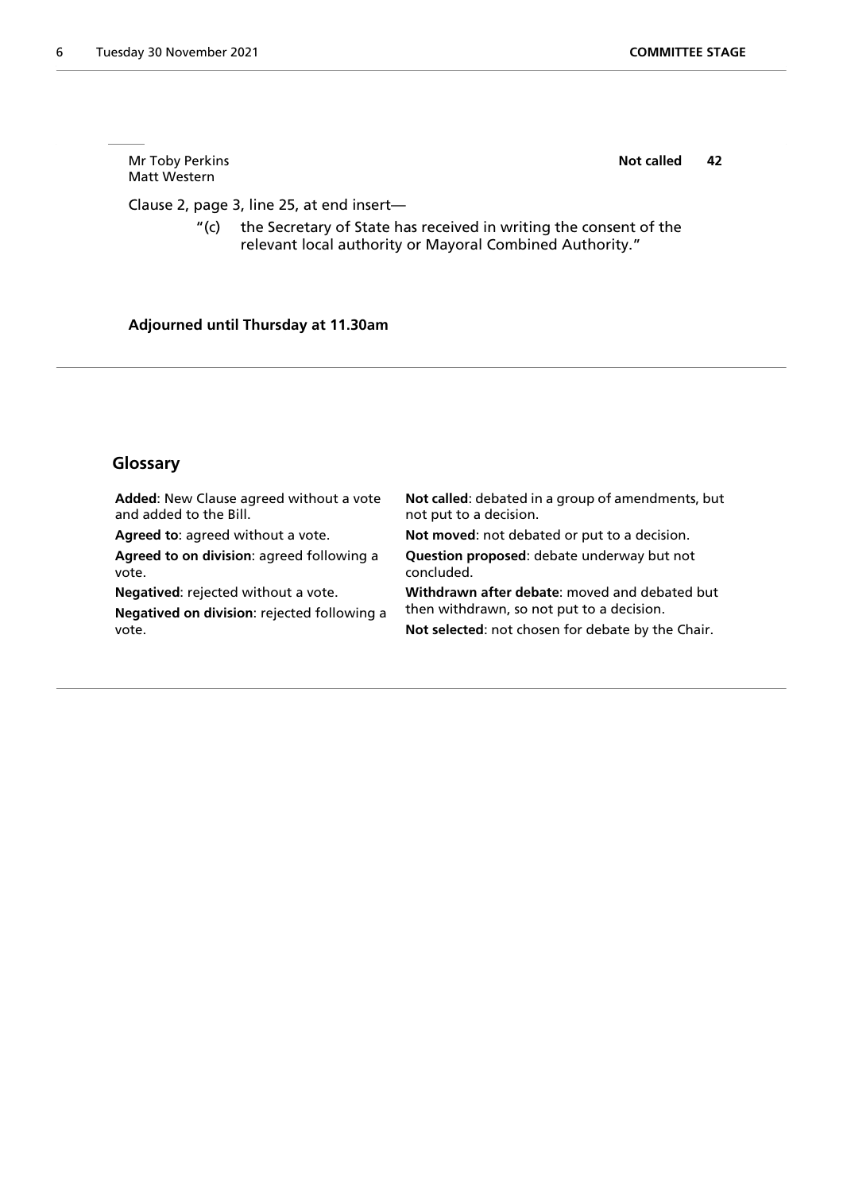Mr Toby Perkins
Matt Western

**Not called** **42**

Clause 2, page 3, line 25, at end insert—

"(c) the Secretary of State has received in writing the consent of the relevant local authority or Mayoral Combined Authority."

**Adjourned until Thursday at 11.30am**

## Glossary

**Added**: New Clause agreed without a vote and added to the Bill.

**Agreed to**: agreed without a vote.

**Agreed to on division**: agreed following a vote.

**Negatived**: rejected without a vote.

**Negatived on division**: rejected following a vote.

**Not called**: debated in a group of amendments, but not put to a decision.

**Not moved**: not debated or put to a decision.

**Question proposed**: debate underway but not concluded.

**Withdrawn after debate**: moved and debated but then withdrawn, so not put to a decision.

**Not selected**: not chosen for debate by the Chair.